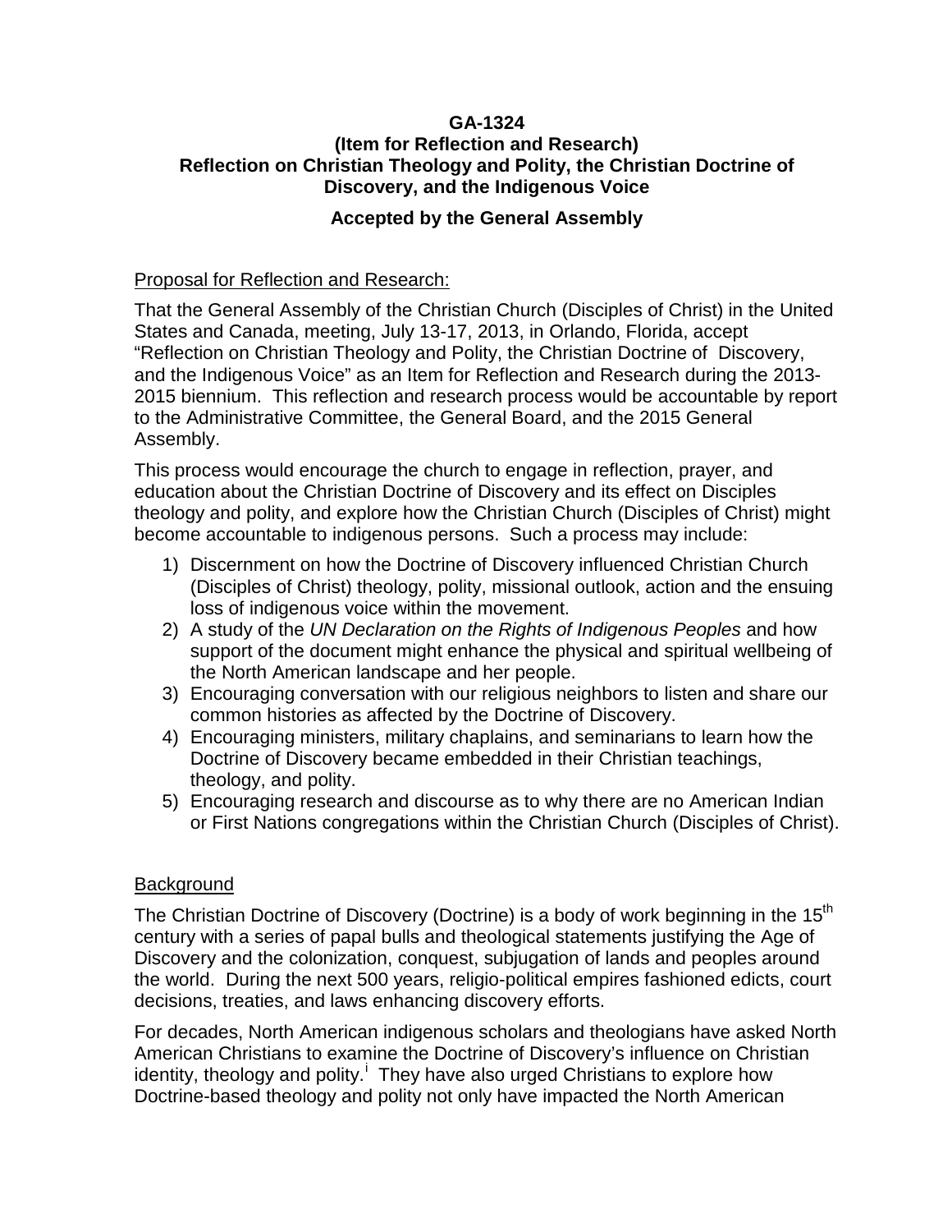# GA-1324
## (Item for Reflection and Research)
## Reflection on Christian Theology and Polity, the Christian Doctrine of Discovery, and the Indigenous Voice

**Accepted by the General Assembly**

Proposal for Reflection and Research:

That the General Assembly of the Christian Church (Disciples of Christ) in the United States and Canada, meeting, July 13-17, 2013, in Orlando, Florida, accept "Reflection on Christian Theology and Polity, the Christian Doctrine of Discovery, and the Indigenous Voice" as an Item for Reflection and Research during the 2013-2015 biennium. This reflection and research process would be accountable by report to the Administrative Committee, the General Board, and the 2015 General Assembly.

This process would encourage the church to engage in reflection, prayer, and education about the Christian Doctrine of Discovery and its effect on Disciples theology and polity, and explore how the Christian Church (Disciples of Christ) might become accountable to indigenous persons. Such a process may include:

1) Discernment on how the Doctrine of Discovery influenced Christian Church (Disciples of Christ) theology, polity, missional outlook, action and the ensuing loss of indigenous voice within the movement.
2) A study of the *UN Declaration on the Rights of Indigenous Peoples* and how support of the document might enhance the physical and spiritual wellbeing of the North American landscape and her people.
3) Encouraging conversation with our religious neighbors to listen and share our common histories as affected by the Doctrine of Discovery.
4) Encouraging ministers, military chaplains, and seminarians to learn how the Doctrine of Discovery became embedded in their Christian teachings, theology, and polity.
5) Encouraging research and discourse as to why there are no American Indian or First Nations congregations within the Christian Church (Disciples of Christ).

Background

The Christian Doctrine of Discovery (Doctrine) is a body of work beginning in the 15th century with a series of papal bulls and theological statements justifying the Age of Discovery and the colonization, conquest, subjugation of lands and peoples around the world. During the next 500 years, religio-political empires fashioned edicts, court decisions, treaties, and laws enhancing discovery efforts.

For decades, North American indigenous scholars and theologians have asked North American Christians to examine the Doctrine of Discovery's influence on Christian identity, theology and polity.[i] They have also urged Christians to explore how Doctrine-based theology and polity not only have impacted the North American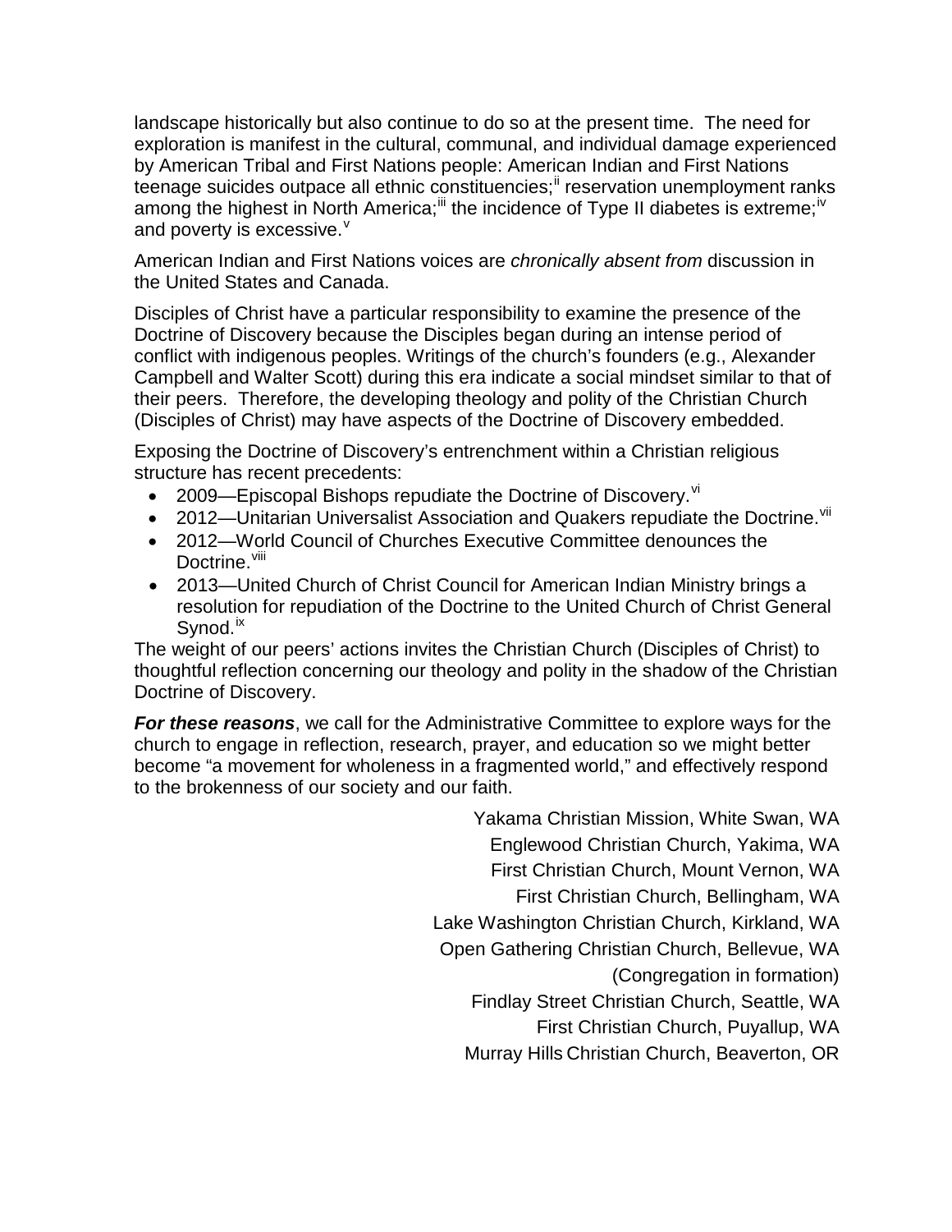landscape historically but also continue to do so at the present time. The need for exploration is manifest in the cultural, communal, and individual damage experienced by American Tribal and First Nations people: American Indian and First Nations teenage suicides outpace all ethnic constituencies;[ii] reservation unemployment ranks among the highest in North America;[iii] the incidence of Type II diabetes is extreme;[iv] and poverty is excessive.[v]

American Indian and First Nations voices are *chronically absent from* discussion in the United States and Canada.

Disciples of Christ have a particular responsibility to examine the presence of the Doctrine of Discovery because the Disciples began during an intense period of conflict with indigenous peoples. Writings of the church's founders (e.g., Alexander Campbell and Walter Scott) during this era indicate a social mindset similar to that of their peers. Therefore, the developing theology and polity of the Christian Church (Disciples of Christ) may have aspects of the Doctrine of Discovery embedded.

Exposing the Doctrine of Discovery's entrenchment within a Christian religious structure has recent precedents:

- 2009—Episcopal Bishops repudiate the Doctrine of Discovery.[vi]
- 2012—Unitarian Universalist Association and Quakers repudiate the Doctrine.[vii]
- 2012—World Council of Churches Executive Committee denounces the Doctrine.[viii]
- 2013—United Church of Christ Council for American Indian Ministry brings a resolution for repudiation of the Doctrine to the United Church of Christ General Synod.[ix]

The weight of our peers' actions invites the Christian Church (Disciples of Christ) to thoughtful reflection concerning our theology and polity in the shadow of the Christian Doctrine of Discovery.

***For these reasons***, we call for the Administrative Committee to explore ways for the church to engage in reflection, research, prayer, and education so we might better become "a movement for wholeness in a fragmented world," and effectively respond to the brokenness of our society and our faith.

Yakama Christian Mission, White Swan, WA
Englewood Christian Church, Yakima, WA
First Christian Church, Mount Vernon, WA
First Christian Church, Bellingham, WA
Lake Washington Christian Church, Kirkland, WA
Open Gathering Christian Church, Bellevue, WA
(Congregation in formation)
Findlay Street Christian Church, Seattle, WA
First Christian Church, Puyallup, WA
Murray Hills Christian Church, Beaverton, OR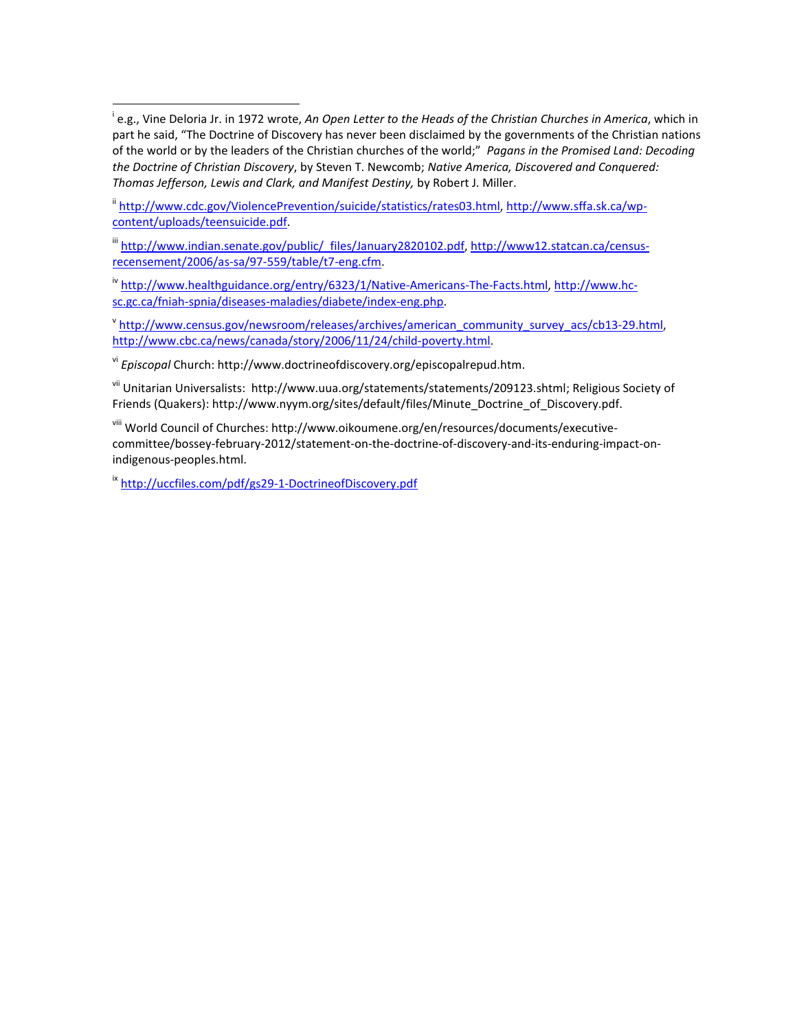[i] e.g., Vine Deloria Jr. in 1972 wrote, *An Open Letter to the Heads of the Christian Churches in America*, which in part he said, "The Doctrine of Discovery has never been disclaimed by the governments of the Christian nations of the world or by the leaders of the Christian churches of the world;" *Pagans in the Promised Land: Decoding the Doctrine of Christian Discovery*, by Steven T. Newcomb; *Native America, Discovered and Conquered: Thomas Jefferson, Lewis and Clark, and Manifest Destiny,* by Robert J. Miller.

[ii] http://www.cdc.gov/ViolencePrevention/suicide/statistics/rates03.html, http://www.sffa.sk.ca/wp-content/uploads/teensuicide.pdf.

[iii] http://www.indian.senate.gov/public/_files/January2820102.pdf, http://www12.statcan.ca/census-recensement/2006/as-sa/97-559/table/t7-eng.cfm.

[iv] http://www.healthguidance.org/entry/6323/1/Native-Americans-The-Facts.html, http://www.hc-sc.gc.ca/fniah-spnia/diseases-maladies/diabete/index-eng.php.

[v] http://www.census.gov/newsroom/releases/archives/american_community_survey_acs/cb13-29.html, http://www.cbc.ca/news/canada/story/2006/11/24/child-poverty.html.

[vi] *Episcopal* Church: http://www.doctrineofdiscovery.org/episcopalrepud.htm.

[vii] Unitarian Universalists: http://www.uua.org/statements/statements/209123.shtml; Religious Society of Friends (Quakers): http://www.nyym.org/sites/default/files/Minute_Doctrine_of_Discovery.pdf.

[viii] World Council of Churches: http://www.oikoumene.org/en/resources/documents/executive-committee/bossey-february-2012/statement-on-the-doctrine-of-discovery-and-its-enduring-impact-on-indigenous-peoples.html.

[ix] http://uccfiles.com/pdf/gs29-1-DoctrineofDiscovery.pdf